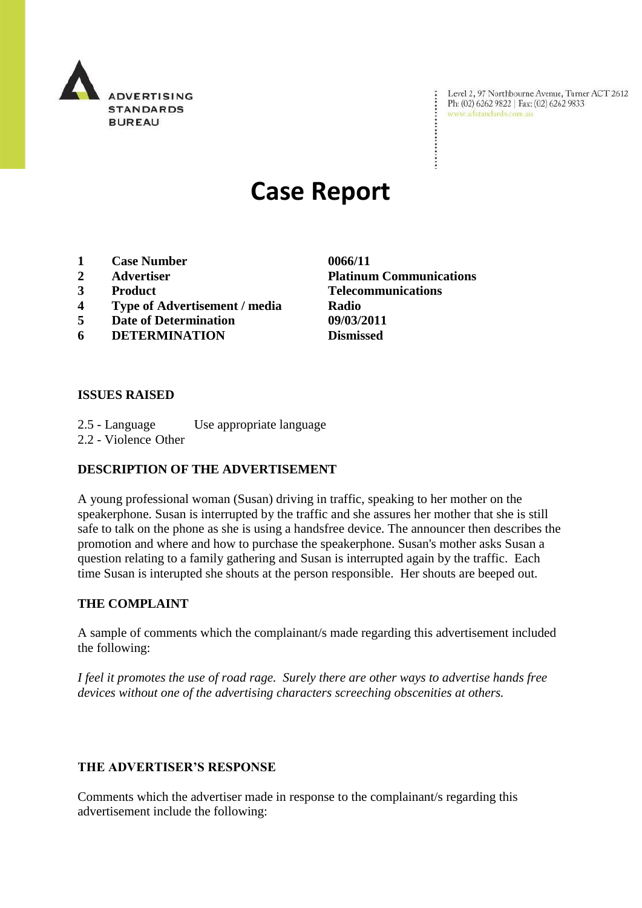ADVERTISING STANDARDS BUREAU

Level 2, 97 Northbourne Avenue, Turner ACT 2612
Ph: (02) 6262 9822 | Fax: (02) 6262 9833
www.adstandards.com.au

# Case Report

| | | |
|---|---|---|
| **1** | **Case Number** | **0066/11** |
| **2** | **Advertiser** | **Platinum Communications** |
| **3** | **Product** | **Telecommunications** |
| **4** | **Type of Advertisement / media** | **Radio** |
| **5** | **Date of Determination** | **09/03/2011** |
| **6** | **DETERMINATION** | **Dismissed** |

## ISSUES RAISED

2.5 - Language Use appropriate language
2.2 - Violence Other

## DESCRIPTION OF THE ADVERTISEMENT

A young professional woman (Susan) driving in traffic, speaking to her mother on the speakerphone. Susan is interrupted by the traffic and she assures her mother that she is still safe to talk on the phone as she is using a handsfree device. The announcer then describes the promotion and where and how to purchase the speakerphone. Susan's mother asks Susan a question relating to a family gathering and Susan is interrupted again by the traffic. Each time Susan is interupted she shouts at the person responsible. Her shouts are beeped out.

## THE COMPLAINT

A sample of comments which the complainant/s made regarding this advertisement included the following:

*I feel it promotes the use of road rage. Surely there are other ways to advertise hands free devices without one of the advertising characters screeching obscenities at others.*

## THE ADVERTISER'S RESPONSE

Comments which the advertiser made in response to the complainant/s regarding this advertisement include the following: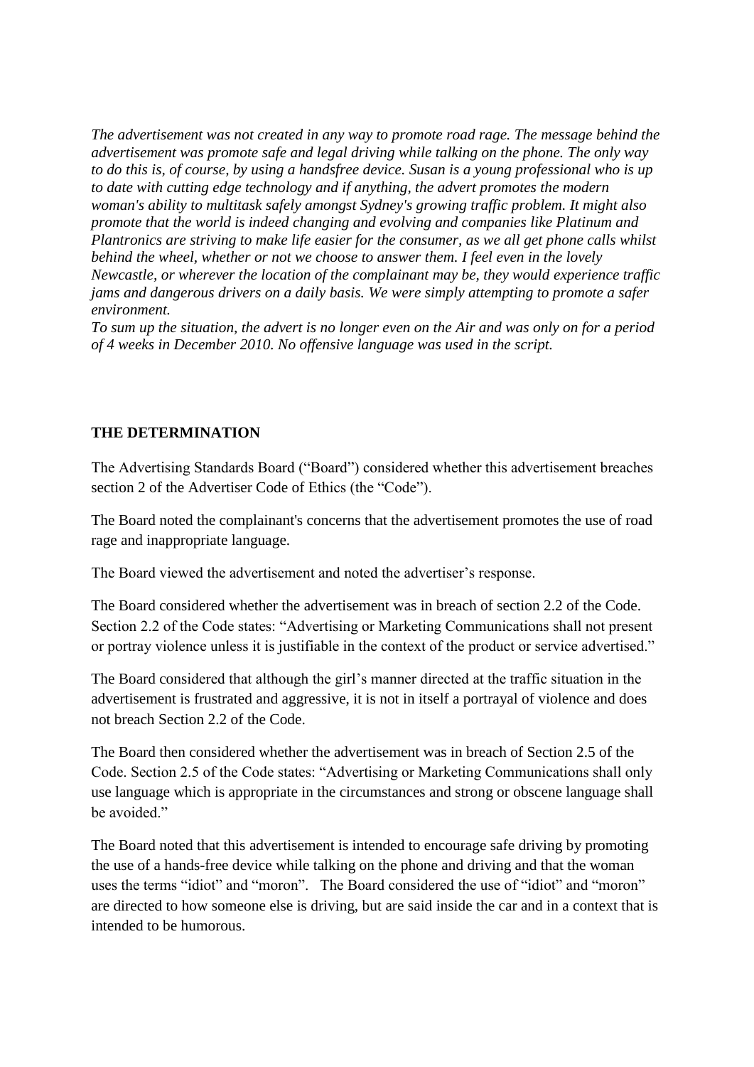*The advertisement was not created in any way to promote road rage. The message behind the advertisement was promote safe and legal driving while talking on the phone. The only way to do this is, of course, by using a handsfree device. Susan is a young professional who is up to date with cutting edge technology and if anything, the advert promotes the modern woman's ability to multitask safely amongst Sydney's growing traffic problem. It might also promote that the world is indeed changing and evolving and companies like Platinum and Plantronics are striving to make life easier for the consumer, as we all get phone calls whilst behind the wheel, whether or not we choose to answer them. I feel even in the lovely Newcastle, or wherever the location of the complainant may be, they would experience traffic jams and dangerous drivers on a daily basis. We were simply attempting to promote a safer environment.*

*To sum up the situation, the advert is no longer even on the Air and was only on for a period of 4 weeks in December 2010. No offensive language was used in the script.*

**THE DETERMINATION**

The Advertising Standards Board ("Board") considered whether this advertisement breaches section 2 of the Advertiser Code of Ethics (the "Code").

The Board noted the complainant's concerns that the advertisement promotes the use of road rage and inappropriate language.

The Board viewed the advertisement and noted the advertiser's response.

The Board considered whether the advertisement was in breach of section 2.2 of the Code. Section 2.2 of the Code states: "Advertising or Marketing Communications shall not present or portray violence unless it is justifiable in the context of the product or service advertised."

The Board considered that although the girl's manner directed at the traffic situation in the advertisement is frustrated and aggressive, it is not in itself a portrayal of violence and does not breach Section 2.2 of the Code.

The Board then considered whether the advertisement was in breach of Section 2.5 of the Code. Section 2.5 of the Code states: "Advertising or Marketing Communications shall only use language which is appropriate in the circumstances and strong or obscene language shall be avoided."

The Board noted that this advertisement is intended to encourage safe driving by promoting the use of a hands-free device while talking on the phone and driving and that the woman uses the terms "idiot" and "moron". The Board considered the use of "idiot" and "moron" are directed to how someone else is driving, but are said inside the car and in a context that is intended to be humorous.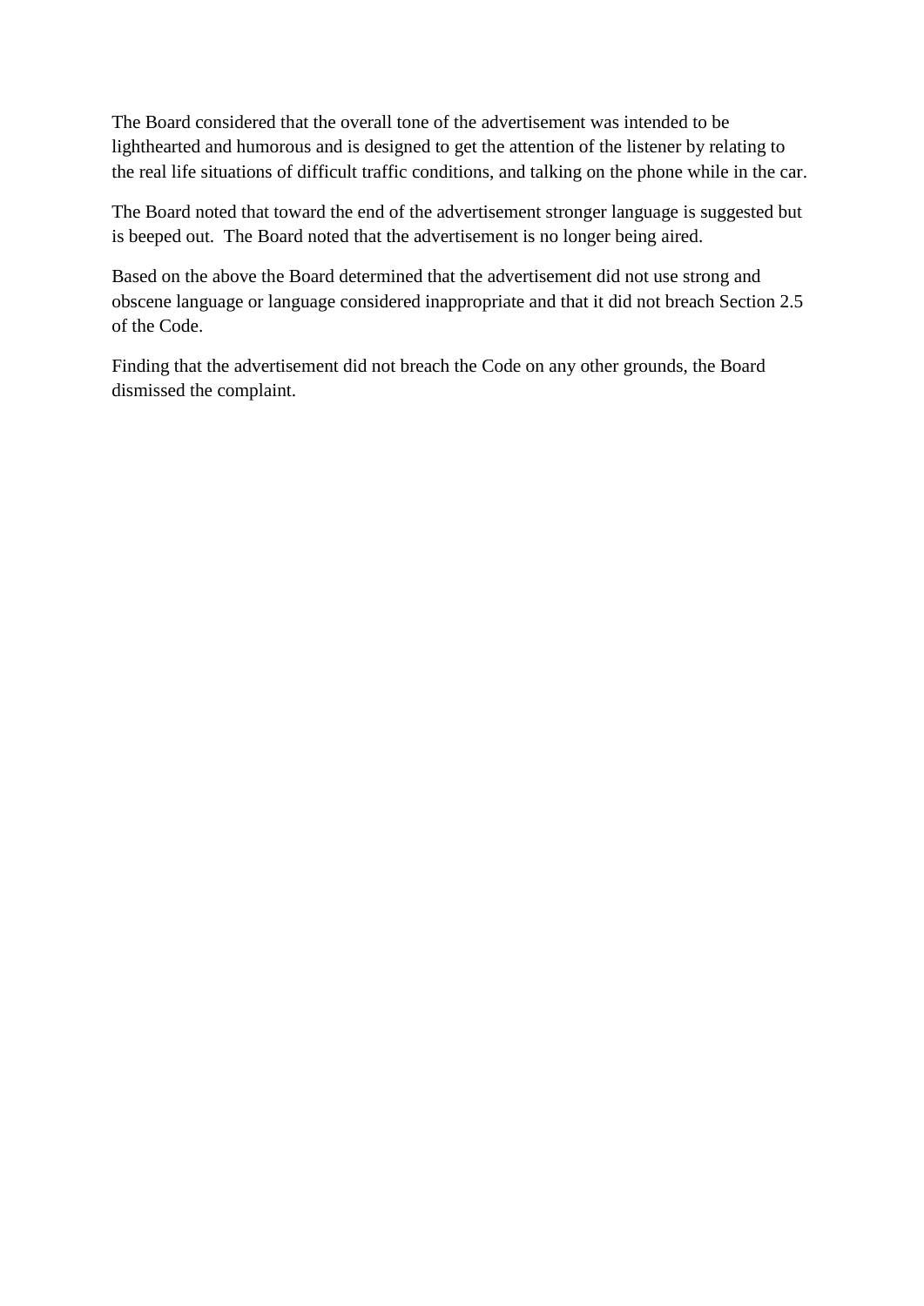The Board considered that the overall tone of the advertisement was intended to be lighthearted and humorous and is designed to get the attention of the listener by relating to the real life situations of difficult traffic conditions, and talking on the phone while in the car.

The Board noted that toward the end of the advertisement stronger language is suggested but is beeped out.  The Board noted that the advertisement is no longer being aired.

Based on the above the Board determined that the advertisement did not use strong and obscene language or language considered inappropriate and that it did not breach Section 2.5 of the Code.

Finding that the advertisement did not breach the Code on any other grounds, the Board dismissed the complaint.